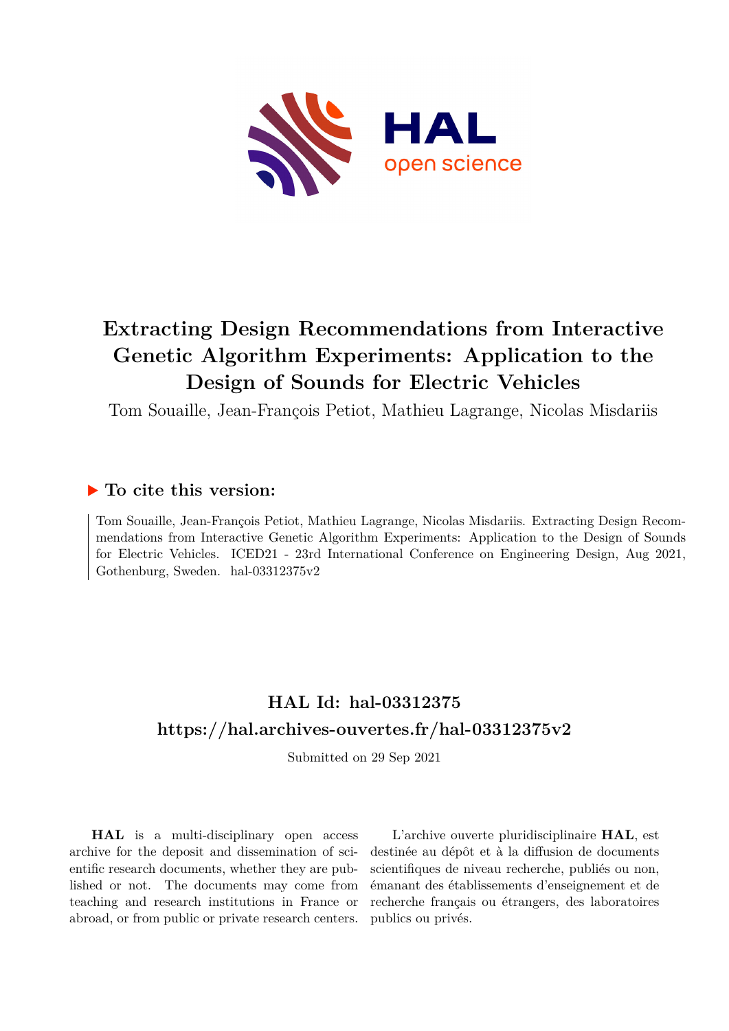# Extracting Design Recommendations from Interactive Genetic Algorithm Experiments: Application to the Design of Sounds for Electric Vehicles

Tom Souaille, Jean-François Petiot, Mathieu Lagrange, Nicolas Misdariis

## ▶ To cite this version:

Tom Souaille, Jean-François Petiot, Mathieu Lagrange, Nicolas Misdariis. Extracting Design Recommendations from Interactive Genetic Algorithm Experiments: Application to the Design of Sounds for Electric Vehicles. ICED21 - 23rd International Conference on Engineering Design, Aug 2021, Gothenburg, Sweden. hal-03312375v2

## HAL Id: hal-03312375

## https://hal.archives-ouvertes.fr/hal-03312375v2

Submitted on 29 Sep 2021

**HAL** is a multi-disciplinary open access archive for the deposit and dissemination of scientific research documents, whether they are published or not. The documents may come from teaching and research institutions in France or abroad, or from public or private research centers.

L'archive ouverte pluridisciplinaire **HAL**, est destinée au dépôt et à la diffusion de documents scientifiques de niveau recherche, publiés ou non, émanant des établissements d'enseignement et de recherche français ou étrangers, des laboratoires publics ou privés.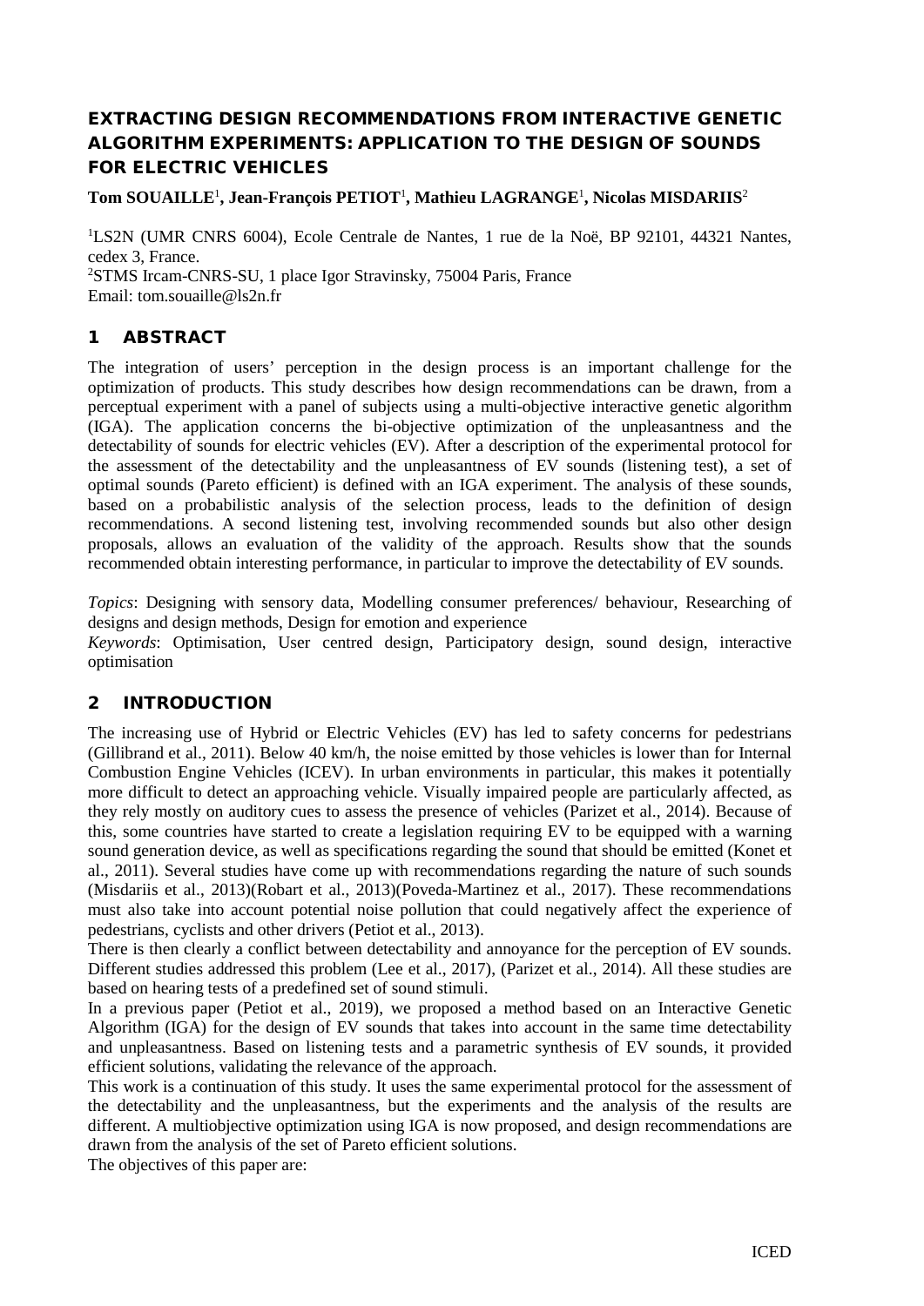# EXTRACTING DESIGN RECOMMENDATIONS FROM INTERACTIVE GENETIC ALGORITHM EXPERIMENTS: APPLICATION TO THE DESIGN OF SOUNDS FOR ELECTRIC VEHICLES

**Tom SOUAILLE**[1]**, Jean-François PETIOT**[1]**, Mathieu LAGRANGE**[1]**, Nicolas MISDARIIS**[2]

[1]LS2N (UMR CNRS 6004), Ecole Centrale de Nantes, 1 rue de la Noë, BP 92101, 44321 Nantes, cedex 3, France.
[2]STMS Ircam-CNRS-SU, 1 place Igor Stravinsky, 75004 Paris, France
Email: tom.souaille@ls2n.fr

## 1 ABSTRACT

The integration of users' perception in the design process is an important challenge for the optimization of products. This study describes how design recommendations can be drawn, from a perceptual experiment with a panel of subjects using a multi-objective interactive genetic algorithm (IGA). The application concerns the bi-objective optimization of the unpleasantness and the detectability of sounds for electric vehicles (EV). After a description of the experimental protocol for the assessment of the detectability and the unpleasantness of EV sounds (listening test), a set of optimal sounds (Pareto efficient) is defined with an IGA experiment. The analysis of these sounds, based on a probabilistic analysis of the selection process, leads to the definition of design recommendations. A second listening test, involving recommended sounds but also other design proposals, allows an evaluation of the validity of the approach. Results show that the sounds recommended obtain interesting performance, in particular to improve the detectability of EV sounds.

*Topics*: Designing with sensory data, Modelling consumer preferences/ behaviour, Researching of designs and design methods, Design for emotion and experience
*Keywords*: Optimisation, User centred design, Participatory design, sound design, interactive optimisation

## 2 INTRODUCTION

The increasing use of Hybrid or Electric Vehicles (EV) has led to safety concerns for pedestrians (Gillibrand et al., 2011). Below 40 km/h, the noise emitted by those vehicles is lower than for Internal Combustion Engine Vehicles (ICEV). In urban environments in particular, this makes it potentially more difficult to detect an approaching vehicle. Visually impaired people are particularly affected, as they rely mostly on auditory cues to assess the presence of vehicles (Parizet et al., 2014). Because of this, some countries have started to create a legislation requiring EV to be equipped with a warning sound generation device, as well as specifications regarding the sound that should be emitted (Konet et al., 2011). Several studies have come up with recommendations regarding the nature of such sounds (Misdariis et al., 2013)(Robart et al., 2013)(Poveda-Martinez et al., 2017). These recommendations must also take into account potential noise pollution that could negatively affect the experience of pedestrians, cyclists and other drivers (Petiot et al., 2013).
There is then clearly a conflict between detectability and annoyance for the perception of EV sounds. Different studies addressed this problem (Lee et al., 2017), (Parizet et al., 2014). All these studies are based on hearing tests of a predefined set of sound stimuli.
In a previous paper (Petiot et al., 2019), we proposed a method based on an Interactive Genetic Algorithm (IGA) for the design of EV sounds that takes into account in the same time detectability and unpleasantness. Based on listening tests and a parametric synthesis of EV sounds, it provided efficient solutions, validating the relevance of the approach.
This work is a continuation of this study. It uses the same experimental protocol for the assessment of the detectability and the unpleasantness, but the experiments and the analysis of the results are different. A multiobjective optimization using IGA is now proposed, and design recommendations are drawn from the analysis of the set of Pareto efficient solutions.
The objectives of this paper are: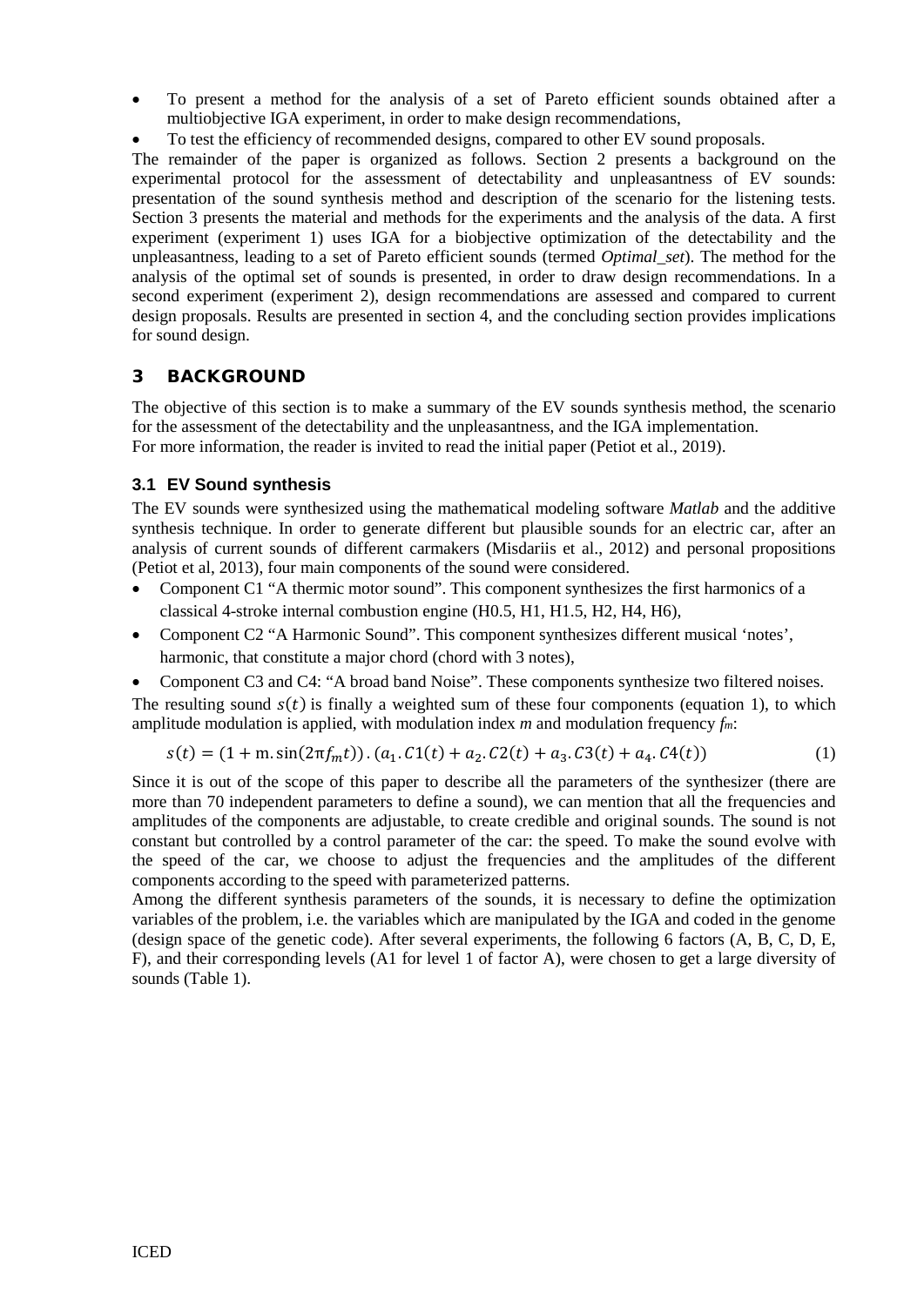- To present a method for the analysis of a set of Pareto efficient sounds obtained after a multiobjective IGA experiment, in order to make design recommendations,
- To test the efficiency of recommended designs, compared to other EV sound proposals.

The remainder of the paper is organized as follows. Section 2 presents a background on the experimental protocol for the assessment of detectability and unpleasantness of EV sounds: presentation of the sound synthesis method and description of the scenario for the listening tests. Section 3 presents the material and methods for the experiments and the analysis of the data. A first experiment (experiment 1) uses IGA for a biobjective optimization of the detectability and the unpleasantness, leading to a set of Pareto efficient sounds (termed *Optimal_set*). The method for the analysis of the optimal set of sounds is presented, in order to draw design recommendations. In a second experiment (experiment 2), design recommendations are assessed and compared to current design proposals. Results are presented in section 4, and the concluding section provides implications for sound design.

## 3 BACKGROUND

The objective of this section is to make a summary of the EV sounds synthesis method, the scenario for the assessment of the detectability and the unpleasantness, and the IGA implementation.
For more information, the reader is invited to read the initial paper (Petiot et al., 2019).

### 3.1 EV Sound synthesis

The EV sounds were synthesized using the mathematical modeling software *Matlab* and the additive synthesis technique. In order to generate different but plausible sounds for an electric car, after an analysis of current sounds of different carmakers (Misdariis et al., 2012) and personal propositions (Petiot et al, 2013), four main components of the sound were considered.

- Component C1 "A thermic motor sound". This component synthesizes the first harmonics of a classical 4-stroke internal combustion engine (H0.5, H1, H1.5, H2, H4, H6),
- Component C2 "A Harmonic Sound". This component synthesizes different musical 'notes', harmonic, that constitute a major chord (chord with 3 notes),
- Component C3 and C4: "A broad band Noise". These components synthesize two filtered noises.

The resulting sound $s(t)$ is finally a weighted sum of these four components (equation 1), to which amplitude modulation is applied, with modulation index *m* and modulation frequency $f_m$:

$$s(t) = (1 + \mathrm{m}.\sin(2\pi f_m t)).(a_1.C1(t) + a_2.C2(t) + a_3.C3(t) + a_4.C4(t)) \qquad (1)$$

Since it is out of the scope of this paper to describe all the parameters of the synthesizer (there are more than 70 independent parameters to define a sound), we can mention that all the frequencies and amplitudes of the components are adjustable, to create credible and original sounds. The sound is not constant but controlled by a control parameter of the car: the speed. To make the sound evolve with the speed of the car, we choose to adjust the frequencies and the amplitudes of the different components according to the speed with parameterized patterns.

Among the different synthesis parameters of the sounds, it is necessary to define the optimization variables of the problem, i.e. the variables which are manipulated by the IGA and coded in the genome (design space of the genetic code). After several experiments, the following 6 factors (A, B, C, D, E, F), and their corresponding levels (A1 for level 1 of factor A), were chosen to get a large diversity of sounds (Table 1).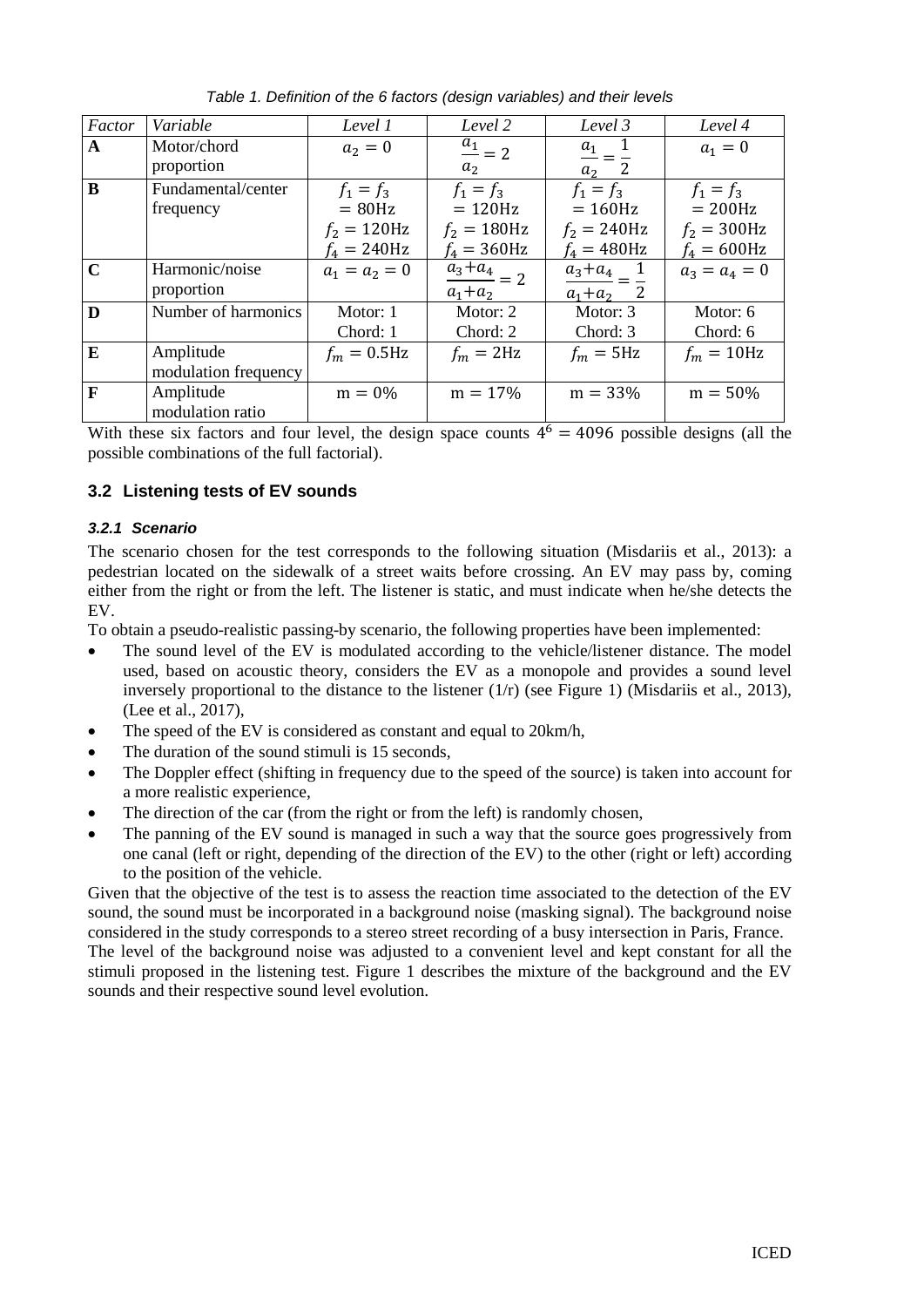*Table 1. Definition of the 6 factors (design variables) and their levels*

| *Factor* | *Variable* | *Level 1* | *Level 2* | *Level 3* | *Level 4* |
|---|---|---|---|---|---|
| **A** | Motor/chord proportion | $a_2 = 0$ | $\frac{a_1}{a_2} = 2$ | $\frac{a_1}{a_2} = \frac{1}{2}$ | $a_1 = 0$ |
| **B** | Fundamental/center frequency | $f_1 = f_3 = 80\text{Hz}$ $f_2 = 120\text{Hz}$ $f_4 = 240\text{Hz}$ | $f_1 = f_3 = 120\text{Hz}$ $f_2 = 180\text{Hz}$ $f_4 = 360\text{Hz}$ | $f_1 = f_3 = 160\text{Hz}$ $f_2 = 240\text{Hz}$ $f_4 = 480\text{Hz}$ | $f_1 = f_3 = 200\text{Hz}$ $f_2 = 300\text{Hz}$ $f_4 = 600\text{Hz}$ |
| **C** | Harmonic/noise proportion | $a_1 = a_2 = 0$ | $\frac{a_3+a_4}{a_1+a_2} = 2$ | $\frac{a_3+a_4}{a_1+a_2} = \frac{1}{2}$ | $a_3 = a_4 = 0$ |
| **D** | Number of harmonics | Motor: 1 Chord: 1 | Motor: 2 Chord: 2 | Motor: 3 Chord: 3 | Motor: 6 Chord: 6 |
| **E** | Amplitude modulation frequency | $f_m = 0.5\text{Hz}$ | $f_m = 2\text{Hz}$ | $f_m = 5\text{Hz}$ | $f_m = 10\text{Hz}$ |
| **F** | Amplitude modulation ratio | $\text{m} = 0\%$ | $\text{m} = 17\%$ | $\text{m} = 33\%$ | $\text{m} = 50\%$ |

With these six factors and four level, the design space counts $4^6 = 4096$ possible designs (all the possible combinations of the full factorial).

## 3.2 Listening tests of EV sounds

### *3.2.1 Scenario*

The scenario chosen for the test corresponds to the following situation (Misdariis et al., 2013): a pedestrian located on the sidewalk of a street waits before crossing. An EV may pass by, coming either from the right or from the left. The listener is static, and must indicate when he/she detects the EV.

To obtain a pseudo-realistic passing-by scenario, the following properties have been implemented:

- The sound level of the EV is modulated according to the vehicle/listener distance. The model used, based on acoustic theory, considers the EV as a monopole and provides a sound level inversely proportional to the distance to the listener (1/r) (see Figure 1) (Misdariis et al., 2013), (Lee et al., 2017),
- The speed of the EV is considered as constant and equal to 20km/h,
- The duration of the sound stimuli is 15 seconds,
- The Doppler effect (shifting in frequency due to the speed of the source) is taken into account for a more realistic experience,
- The direction of the car (from the right or from the left) is randomly chosen,
- The panning of the EV sound is managed in such a way that the source goes progressively from one canal (left or right, depending of the direction of the EV) to the other (right or left) according to the position of the vehicle.

Given that the objective of the test is to assess the reaction time associated to the detection of the EV sound, the sound must be incorporated in a background noise (masking signal). The background noise considered in the study corresponds to a stereo street recording of a busy intersection in Paris, France.

The level of the background noise was adjusted to a convenient level and kept constant for all the stimuli proposed in the listening test. Figure 1 describes the mixture of the background and the EV sounds and their respective sound level evolution.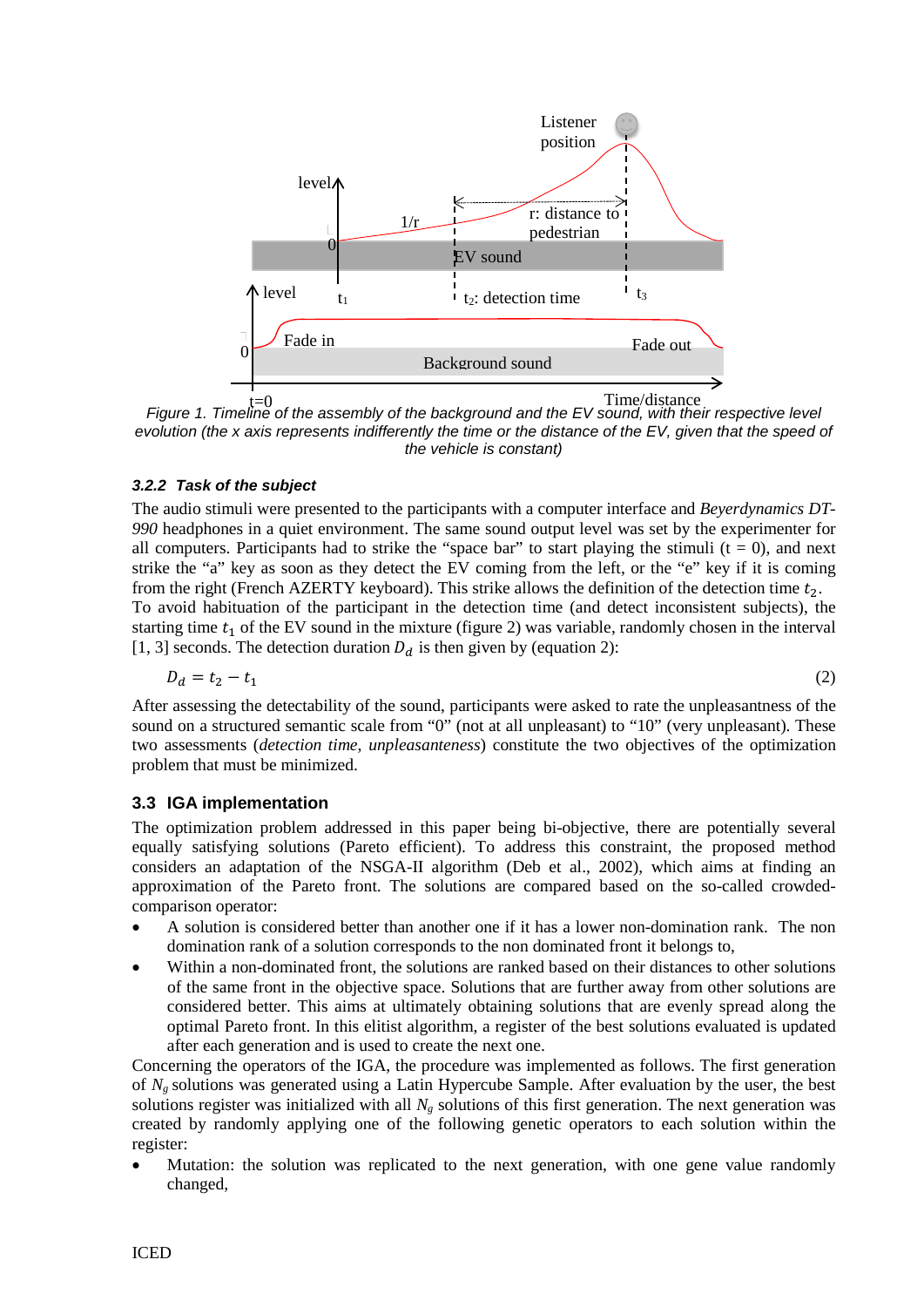Figure 1. Timeline of the assembly of the background and the EV sound, with their respective level evolution (the x axis represents indifferently the time or the distance of the EV, given that the speed of the vehicle is constant)

### 3.2.2 Task of the subject

The audio stimuli were presented to the participants with a computer interface and *Beyerdynamics DT-990* headphones in a quiet environment. The same sound output level was set by the experimenter for all computers. Participants had to strike the "space bar" to start playing the stimuli (t = 0), and next strike the "a" key as soon as they detect the EV coming from the left, or the "e" key if it is coming from the right (French AZERTY keyboard). This strike allows the definition of the detection time $t_2$. To avoid habituation of the participant in the detection time (and detect inconsistent subjects), the starting time $t_1$ of the EV sound in the mixture (figure 2) was variable, randomly chosen in the interval [1, 3] seconds. The detection duration $D_d$ is then given by (equation 2):

$$D_d = t_2 - t_1 \tag{2}$$

After assessing the detectability of the sound, participants were asked to rate the unpleasantness of the sound on a structured semantic scale from "0" (not at all unpleasant) to "10" (very unpleasant). These two assessments (*detection time*, *unpleasanteness*) constitute the two objectives of the optimization problem that must be minimized.

## 3.3 IGA implementation

The optimization problem addressed in this paper being bi-objective, there are potentially several equally satisfying solutions (Pareto efficient). To address this constraint, the proposed method considers an adaptation of the NSGA-II algorithm (Deb et al., 2002), which aims at finding an approximation of the Pareto front. The solutions are compared based on the so-called crowded-comparison operator:

- A solution is considered better than another one if it has a lower non-domination rank. The non domination rank of a solution corresponds to the non dominated front it belongs to,
- Within a non-dominated front, the solutions are ranked based on their distances to other solutions of the same front in the objective space. Solutions that are further away from other solutions are considered better. This aims at ultimately obtaining solutions that are evenly spread along the optimal Pareto front. In this elitist algorithm, a register of the best solutions evaluated is updated after each generation and is used to create the next one.

Concerning the operators of the IGA, the procedure was implemented as follows. The first generation of $N_g$ solutions was generated using a Latin Hypercube Sample. After evaluation by the user, the best solutions register was initialized with all $N_g$ solutions of this first generation. The next generation was created by randomly applying one of the following genetic operators to each solution within the register:

- Mutation: the solution was replicated to the next generation, with one gene value randomly changed,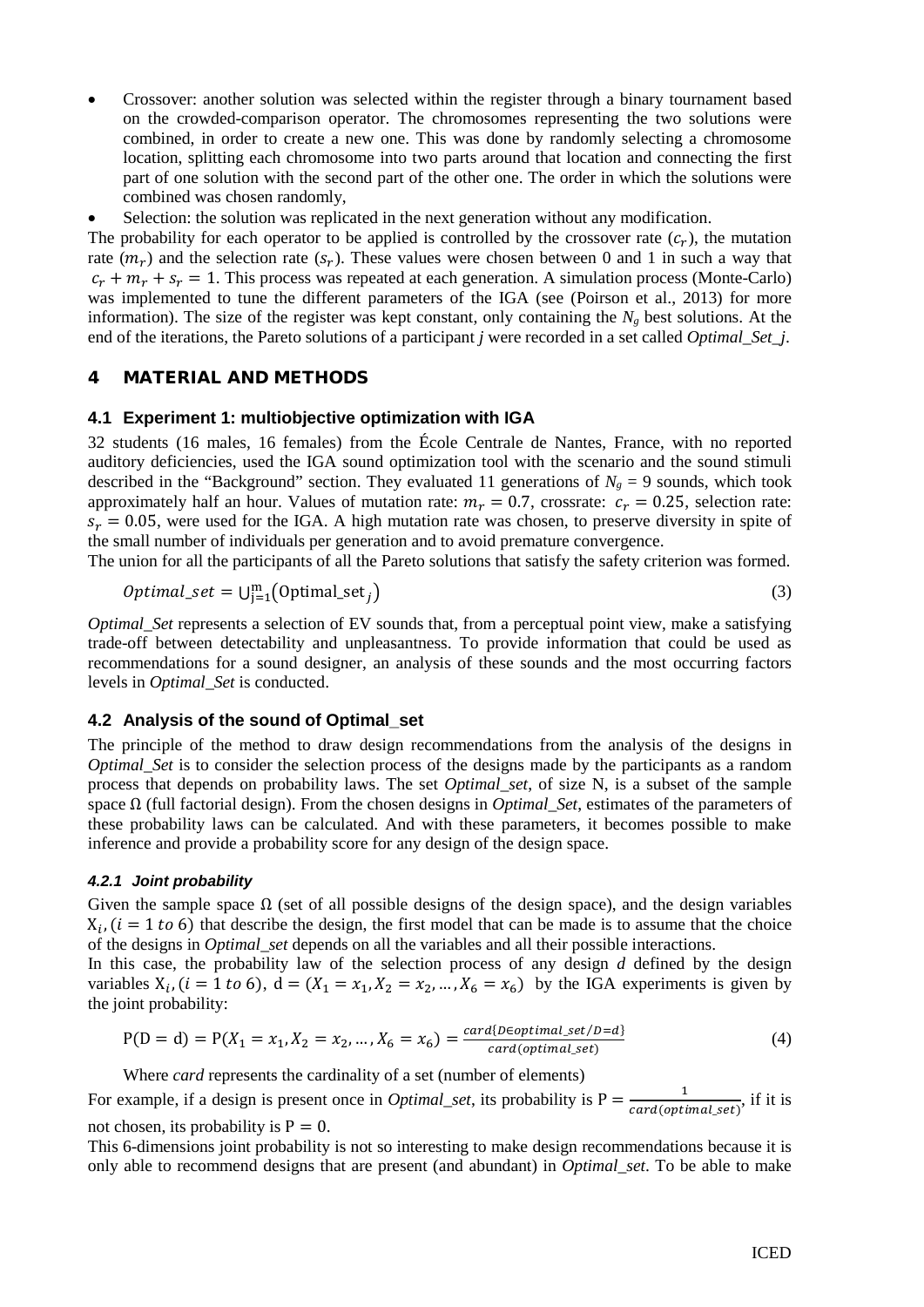- Crossover: another solution was selected within the register through a binary tournament based on the crowded-comparison operator. The chromosomes representing the two solutions were combined, in order to create a new one. This was done by randomly selecting a chromosome location, splitting each chromosome into two parts around that location and connecting the first part of one solution with the second part of the other one. The order in which the solutions were combined was chosen randomly,
- Selection: the solution was replicated in the next generation without any modification.

The probability for each operator to be applied is controlled by the crossover rate ($c_r$), the mutation rate ($m_r$) and the selection rate ($s_r$). These values were chosen between 0 and 1 in such a way that $c_r + m_r + s_r = 1$. This process was repeated at each generation. A simulation process (Monte-Carlo) was implemented to tune the different parameters of the IGA (see (Poirson et al., 2013) for more information). The size of the register was kept constant, only containing the $N_g$ best solutions. At the end of the iterations, the Pareto solutions of a participant *j* were recorded in a set called *Optimal_Set_j*.

# 4 MATERIAL AND METHODS

## 4.1 Experiment 1: multiobjective optimization with IGA

32 students (16 males, 16 females) from the École Centrale de Nantes, France, with no reported auditory deficiencies, used the IGA sound optimization tool with the scenario and the sound stimuli described in the "Background" section. They evaluated 11 generations of $N_g = 9$ sounds, which took approximately half an hour. Values of mutation rate: $m_r = 0.7$, crossrate: $c_r = 0.25$, selection rate: $s_r = 0.05$, were used for the IGA. A high mutation rate was chosen, to preserve diversity in spite of the small number of individuals per generation and to avoid premature convergence.

The union for all the participants of all the Pareto solutions that satisfy the safety criterion was formed.

$$Optimal\_set = \bigcup_{j=1}^{m} \left(\text{Optimal\_set}_j\right) \tag{3}$$

*Optimal_Set* represents a selection of EV sounds that, from a perceptual point view, make a satisfying trade-off between detectability and unpleasantness. To provide information that could be used as recommendations for a sound designer, an analysis of these sounds and the most occurring factors levels in *Optimal_Set* is conducted.

## 4.2 Analysis of the sound of Optimal_set

The principle of the method to draw design recommendations from the analysis of the designs in *Optimal_Set* is to consider the selection process of the designs made by the participants as a random process that depends on probability laws. The set *Optimal_Set*, of size N, is a subset of the sample space Ω (full factorial design). From the chosen designs in *Optimal_Set*, estimates of the parameters of these probability laws can be calculated. And with these parameters, it becomes possible to make inference and provide a probability score for any design of the design space.

### 4.2.1 Joint probability

Given the sample space Ω (set of all possible designs of the design space), and the design variables $X_i, (i = 1 \text{ to } 6)$ that describe the design, the first model that can be made is to assume that the choice of the designs in *Optimal_set* depends on all the variables and all their possible interactions.

In this case, the probability law of the selection process of any design *d* defined by the design variables $X_i, (i = 1 \text{ to } 6)$, $d = (X_1 = x_1, X_2 = x_2, \ldots, X_6 = x_6)$ by the IGA experiments is given by the joint probability:

$$P(D = d) = P(X_1 = x_1, X_2 = x_2, \ldots, X_6 = x_6) = \frac{card\{D \in optimal\_set / D = d\}}{card(optimal\_set)} \tag{4}$$

Where *card* represents the cardinality of a set (number of elements)

For example, if a design is present once in *Optimal_set*, its probability is $P = \frac{1}{card(optimal\_set)}$, if it is not chosen, its probability is $P = 0$.

This 6-dimensions joint probability is not so interesting to make design recommendations because it is only able to recommend designs that are present (and abundant) in *Optimal_set*. To be able to make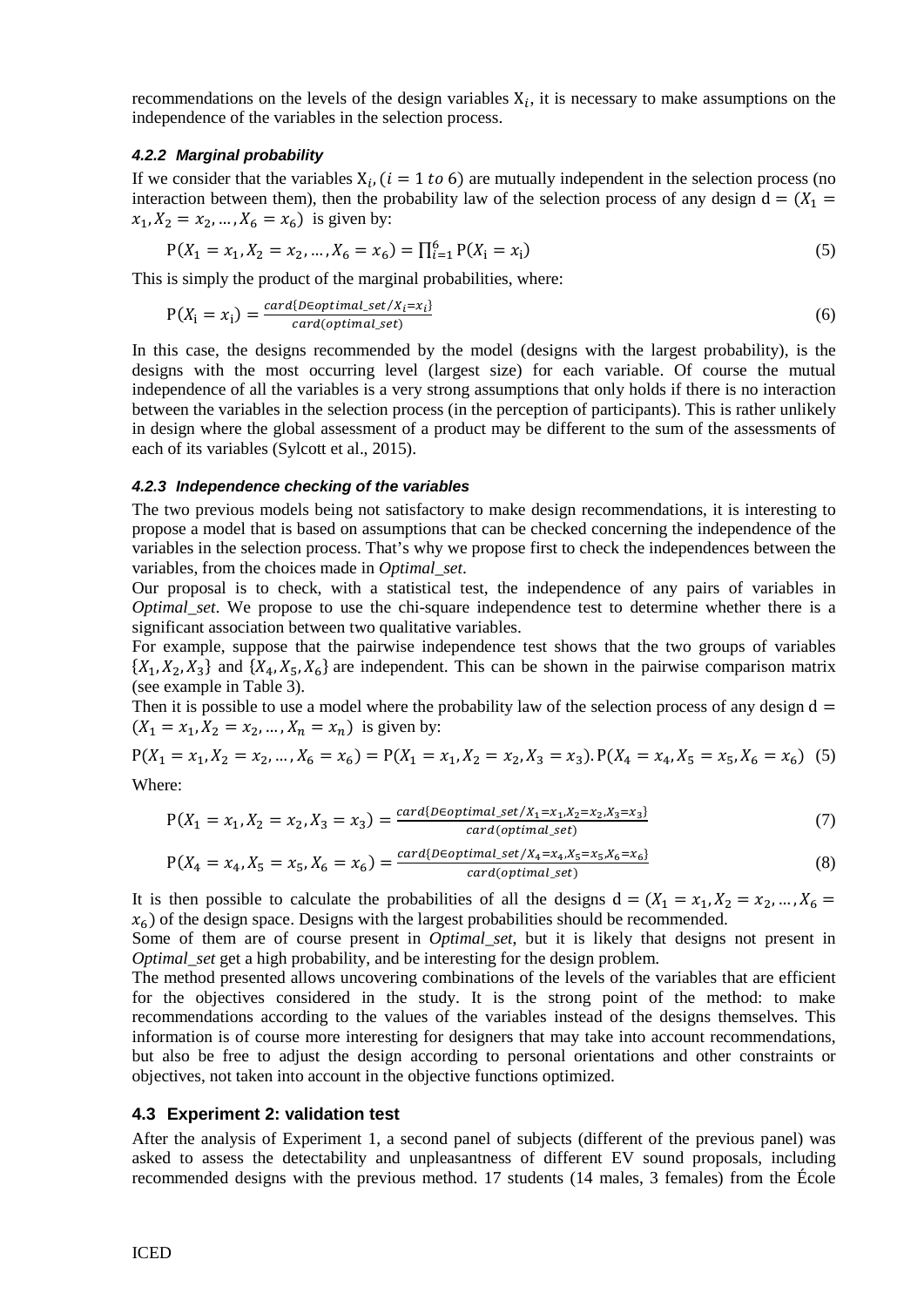recommendations on the levels of the design variables $X_i$, it is necessary to make assumptions on the independence of the variables in the selection process.

#### 4.2.2 Marginal probability

If we consider that the variables $X_i, (i = 1 \; to \; 6)$ are mutually independent in the selection process (no interaction between them), then the probability law of the selection process of any design $d = (X_1 = x_1, X_2 = x_2, \ldots, X_6 = x_6)$ is given by:

$$P(X_1 = x_1, X_2 = x_2, \ldots, X_6 = x_6) = \prod_{i=1}^{6} P(X_i = x_i) \tag{5}$$

This is simply the product of the marginal probabilities, where:

$$P(X_i = x_i) = \frac{card\{D \in optimal\_set / X_i = x_i\}}{card(optimal\_set)} \tag{6}$$

In this case, the designs recommended by the model (designs with the largest probability), is the designs with the most occurring level (largest size) for each variable. Of course the mutual independence of all the variables is a very strong assumptions that only holds if there is no interaction between the variables in the selection process (in the perception of participants). This is rather unlikely in design where the global assessment of a product may be different to the sum of the assessments of each of its variables (Sylcott et al., 2015).

#### 4.2.3 Independence checking of the variables

The two previous models being not satisfactory to make design recommendations, it is interesting to propose a model that is based on assumptions that can be checked concerning the independence of the variables in the selection process. That's why we propose first to check the independences between the variables, from the choices made in *Optimal_set*.

Our proposal is to check, with a statistical test, the independence of any pairs of variables in *Optimal_set*. We propose to use the chi-square independence test to determine whether there is a significant association between two qualitative variables.

For example, suppose that the pairwise independence test shows that the two groups of variables $\{X_1, X_2, X_3\}$ and $\{X_4, X_5, X_6\}$ are independent. This can be shown in the pairwise comparison matrix (see example in Table 3).

Then it is possible to use a model where the probability law of the selection process of any design $d = (X_1 = x_1, X_2 = x_2, \ldots, X_n = x_n)$ is given by:

$$P(X_1 = x_1, X_2 = x_2, \ldots, X_6 = x_6) = P(X_1 = x_1, X_2 = x_2, X_3 = x_3).P(X_4 = x_4, X_5 = x_5, X_6 = x_6) \tag{5}$$

Where:

$$P(X_1 = x_1, X_2 = x_2, X_3 = x_3) = \frac{card\{D \in optimal\_set / X_1 = x_1, X_2 = x_2, X_3 = x_3\}}{card(optimal\_set)} \tag{7}$$

$$P(X_4 = x_4, X_5 = x_5, X_6 = x_6) = \frac{card\{D \in optimal\_set / X_4 = x_4, X_5 = x_5, X_6 = x_6\}}{card(optimal\_set)} \tag{8}$$

It is then possible to calculate the probabilities of all the designs $d = (X_1 = x_1, X_2 = x_2, \ldots, X_6 = x_6)$ of the design space. Designs with the largest probabilities should be recommended.

Some of them are of course present in *Optimal_set*, but it is likely that designs not present in *Optimal_set* get a high probability, and be interesting for the design problem.

The method presented allows uncovering combinations of the levels of the variables that are efficient for the objectives considered in the study. It is the strong point of the method: to make recommendations according to the values of the variables instead of the designs themselves. This information is of course more interesting for designers that may take into account recommendations, but also be free to adjust the design according to personal orientations and other constraints or objectives, not taken into account in the objective functions optimized.

### 4.3 Experiment 2: validation test

After the analysis of Experiment 1, a second panel of subjects (different of the previous panel) was asked to assess the detectability and unpleasantness of different EV sound proposals, including recommended designs with the previous method. 17 students (14 males, 3 females) from the École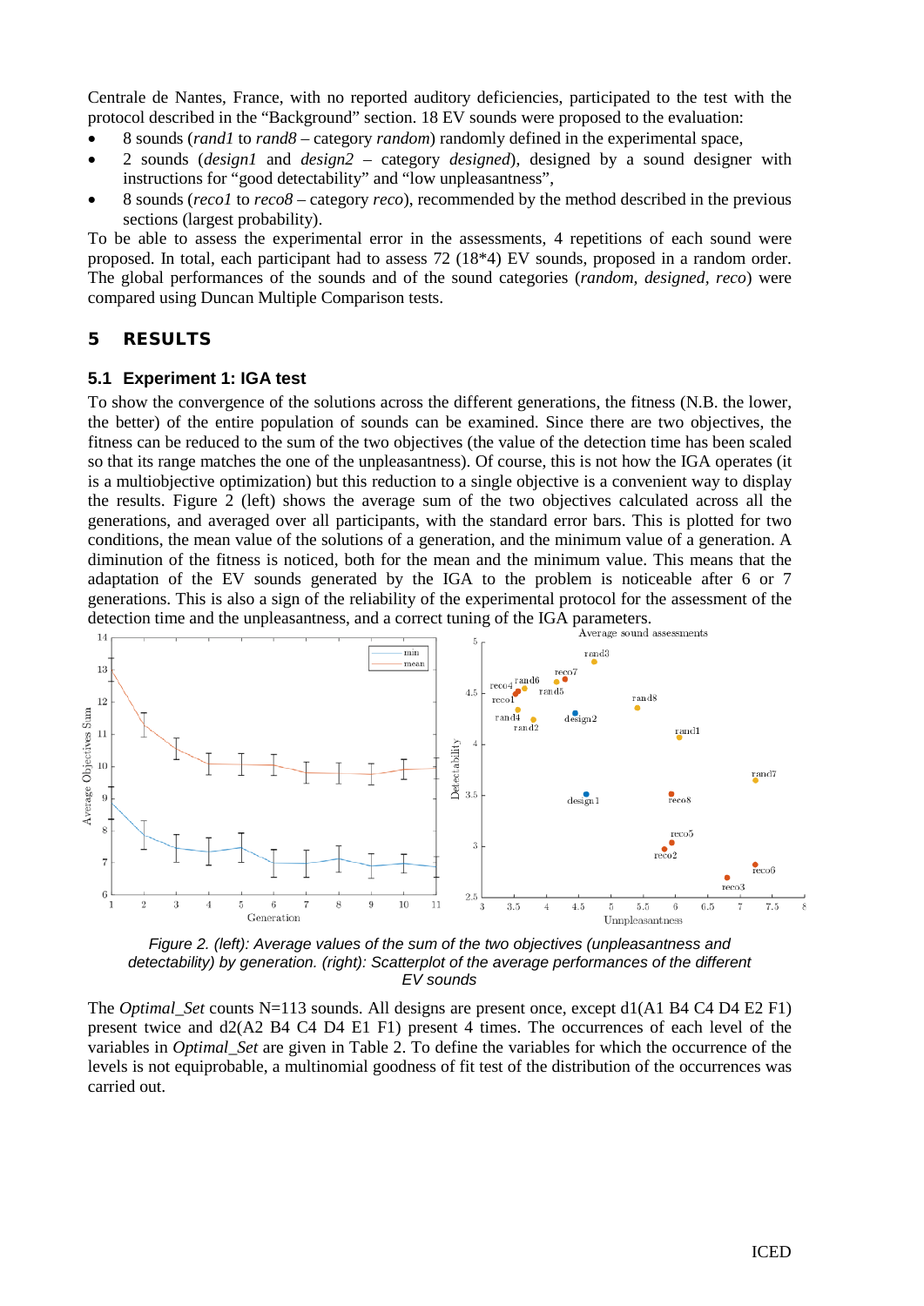Centrale de Nantes, France, with no reported auditory deficiencies, participated to the test with the protocol described in the "Background" section. 18 EV sounds were proposed to the evaluation:

- 8 sounds (*rand1* to *rand8* – category *random*) randomly defined in the experimental space,
- 2 sounds (*design1* and *design2* – category *designed*), designed by a sound designer with instructions for "good detectability" and "low unpleasantness",
- 8 sounds (*reco1* to *reco8* – category *reco*), recommended by the method described in the previous sections (largest probability).

To be able to assess the experimental error in the assessments, 4 repetitions of each sound were proposed. In total, each participant had to assess 72 (18*4) EV sounds, proposed in a random order. The global performances of the sounds and of the sound categories (*random*, *designed*, *reco*) were compared using Duncan Multiple Comparison tests.

## 5 RESULTS

### 5.1 Experiment 1: IGA test

To show the convergence of the solutions across the different generations, the fitness (N.B. the lower, the better) of the entire population of sounds can be examined. Since there are two objectives, the fitness can be reduced to the sum of the two objectives (the value of the detection time has been scaled so that its range matches the one of the unpleasantness). Of course, this is not how the IGA operates (it is a multiobjective optimization) but this reduction to a single objective is a convenient way to display the results. Figure 2 (left) shows the average sum of the two objectives calculated across all the generations, and averaged over all participants, with the standard error bars. This is plotted for two conditions, the mean value of the solutions of a generation, and the minimum value of a generation. A diminution of the fitness is noticed, both for the mean and the minimum value. This means that the adaptation of the EV sounds generated by the IGA to the problem is noticeable after 6 or 7 generations. This is also a sign of the reliability of the experimental protocol for the assessment of the detection time and the unpleasantness, and a correct tuning of the IGA parameters.

*Figure 2. (left): Average values of the sum of the two objectives (unpleasantness and detectability) by generation. (right): Scatterplot of the average performances of the different EV sounds*

The *Optimal_Set* counts N=113 sounds. All designs are present once, except d1(A1 B4 C4 D4 E2 F1) present twice and d2(A2 B4 C4 D4 E1 F1) present 4 times. The occurrences of each level of the variables in *Optimal_Set* are given in Table 2. To define the variables for which the occurrence of the levels is not equiprobable, a multinomial goodness of fit test of the distribution of the occurrences was carried out.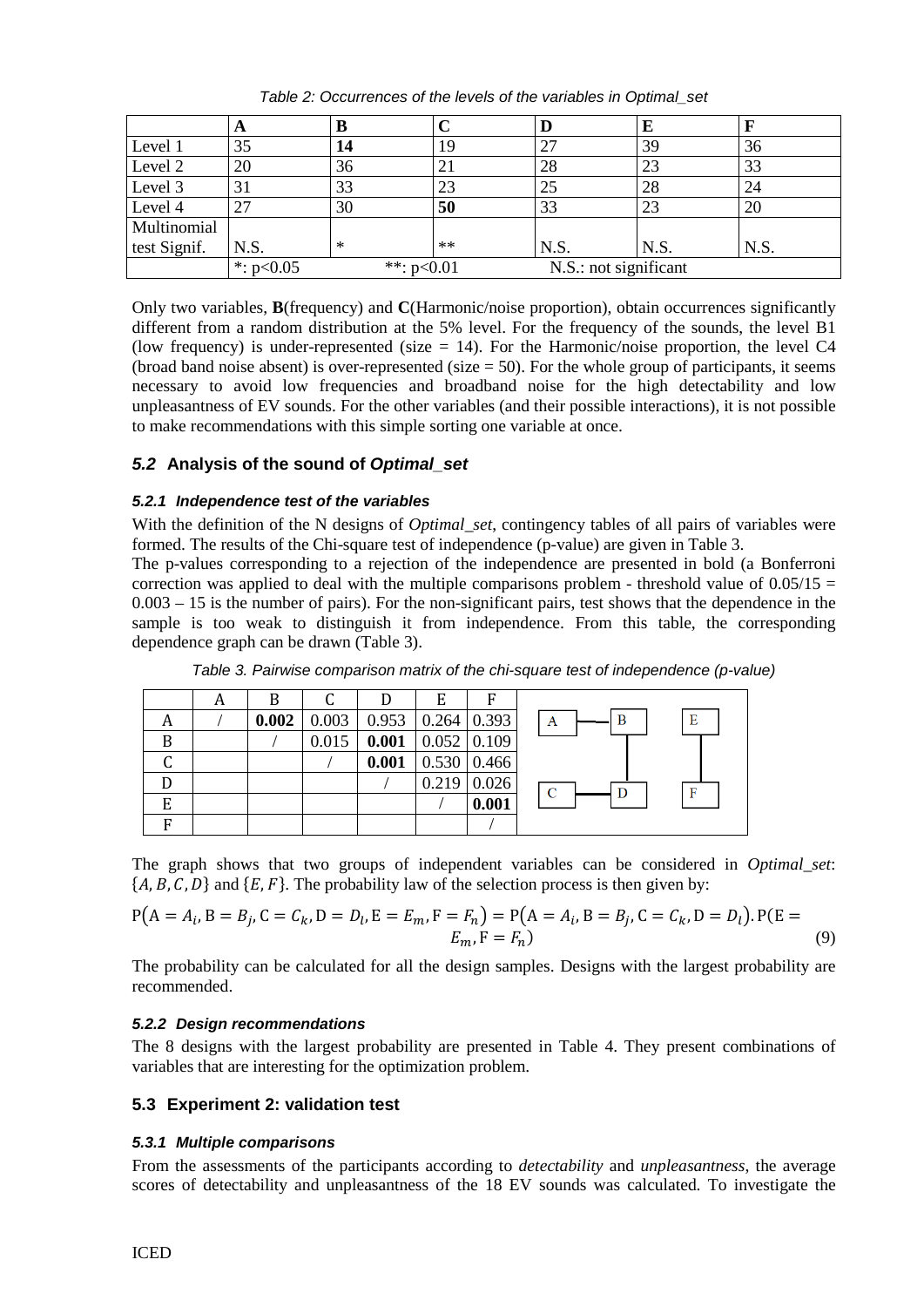Table 2: Occurrences of the levels of the variables in Optimal_set

| | **A** | **B** | **C** | **D** | **E** | **F** |
|---|---|---|---|---|---|---|
| Level 1 | 35 | **14** | 19 | 27 | 39 | 36 |
| Level 2 | 20 | 36 | 21 | 28 | 23 | 33 |
| Level 3 | 31 | 33 | 23 | 25 | 28 | 24 |
| Level 4 | 27 | 30 | **50** | 33 | 23 | 20 |
| Multinomial test Signif. | N.S. | * | ** | N.S. | N.S. | N.S. |
| | *: $p<0.05$ | **: $p<0.01$ | | N.S.: not significant | | |

Only two variables, **B**(frequency) and **C**(Harmonic/noise proportion), obtain occurrences significantly different from a random distribution at the 5% level. For the frequency of the sounds, the level B1 (low frequency) is under-represented (size = 14). For the Harmonic/noise proportion, the level C4 (broad band noise absent) is over-represented (size = 50). For the whole group of participants, it seems necessary to avoid low frequencies and broadband noise for the high detectability and low unpleasantness of EV sounds. For the other variables (and their possible interactions), it is not possible to make recommendations with this simple sorting one variable at once.

### *5.2* Analysis of the sound of *Optimal_set*

#### *5.2.1 Independence test of the variables*

With the definition of the N designs of *Optimal_set*, contingency tables of all pairs of variables were formed. The results of the Chi-square test of independence (p-value) are given in Table 3.

The p-values corresponding to a rejection of the independence are presented in bold (a Bonferroni correction was applied to deal with the multiple comparisons problem - threshold value of 0.05/15 = 0.003 – 15 is the number of pairs). For the non-significant pairs, test shows that the dependence in the sample is too weak to distinguish it from independence. From this table, the corresponding dependence graph can be drawn (Table 3).

Table 3. Pairwise comparison matrix of the chi-square test of independence (p-value)

| | A | B | C | D | E | F |
|---|---|---|---|---|---|---|
| A | / | **0.002** | 0.003 | 0.953 | 0.264 | 0.393 |
| B | | / | 0.015 | **0.001** | 0.052 | 0.109 |
| C | | | / | **0.001** | 0.530 | 0.466 |
| D | | | | / | 0.219 | 0.026 |
| E | | | | | / | **0.001** |
| F | | | | | | / |

Dependence graph: A — B; B — D; C — D; E — F

The graph shows that two groups of independent variables can be considered in *Optimal_set*: $\{A, B, C, D\}$ and $\{E, F\}$. The probability law of the selection process is then given by:

$$\mathrm{P}\big(\mathrm{A}=A_i, \mathrm{B}=B_j, \mathrm{C}=C_k, \mathrm{D}=D_l, \mathrm{E}=E_m, \mathrm{F}=F_n\big)=\mathrm{P}\big(\mathrm{A}=A_i, \mathrm{B}=B_j, \mathrm{C}=C_k, \mathrm{D}=D_l\big).\mathrm{P}(\mathrm{E}=E_m, \mathrm{F}=F_n) \quad (9)$$

The probability can be calculated for all the design samples. Designs with the largest probability are recommended.

#### *5.2.2 Design recommendations*

The 8 designs with the largest probability are presented in Table 4. They present combinations of variables that are interesting for the optimization problem.

### 5.3 Experiment 2: validation test

#### *5.3.1 Multiple comparisons*

From the assessments of the participants according to *detectability* and *unpleasantness*, the average scores of detectability and unpleasantness of the 18 EV sounds was calculated. To investigate the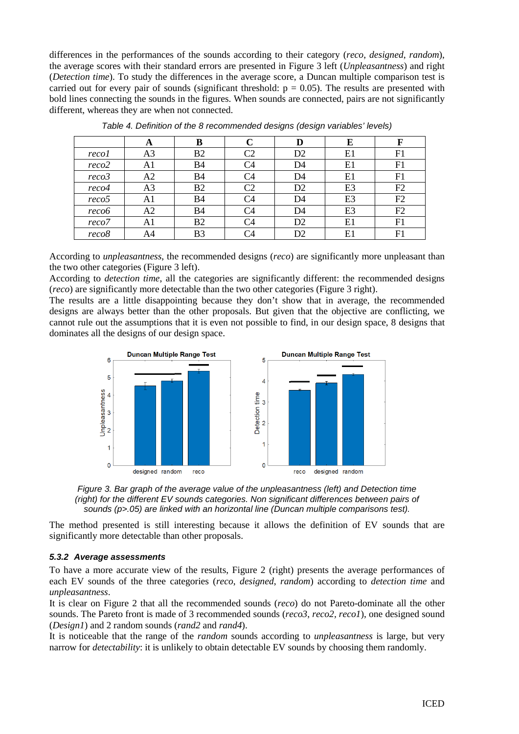differences in the performances of the sounds according to their category (*reco*, *designed*, *random*), the average scores with their standard errors are presented in Figure 3 left (*Unpleasantness*) and right (*Detection time*). To study the differences in the average score, a Duncan multiple comparison test is carried out for every pair of sounds (significant threshold: $p = 0.05$). The results are presented with bold lines connecting the sounds in the figures. When sounds are connected, pairs are not significantly different, whereas they are when not connected.

*Table 4. Definition of the 8 recommended designs (design variables' levels)*

| | A | B | C | D | E | F |
|---|---|---|---|---|---|---|
| *reco1* | A3 | B2 | C2 | D2 | E1 | F1 |
| *reco2* | A1 | B4 | C4 | D4 | E1 | F1 |
| *reco3* | A2 | B4 | C4 | D4 | E1 | F1 |
| *reco4* | A3 | B2 | C2 | D2 | E3 | F2 |
| *reco5* | A1 | B4 | C4 | D4 | E3 | F2 |
| *reco6* | A2 | B4 | C4 | D4 | E3 | F2 |
| *reco7* | A1 | B2 | C4 | D2 | E1 | F1 |
| *reco8* | A4 | B3 | C4 | D2 | E1 | F1 |

According to *unpleasantness*, the recommended designs (*reco*) are significantly more unpleasant than the two other categories (Figure 3 left).
According to *detection time*, all the categories are significantly different: the recommended designs (*reco*) are significantly more detectable than the two other categories (Figure 3 right).
The results are a little disappointing because they don't show that in average, the recommended designs are always better than the other proposals. But given that the objective are conflicting, we cannot rule out the assumptions that it is even not possible to find, in our design space, 8 designs that dominates all the designs of our design space.

*Figure 3. Bar graph of the average value of the unpleasantness (left) and Detection time (right) for the different EV sounds categories. Non significant differences between pairs of sounds (p>.05) are linked with an horizontal line (Duncan multiple comparisons test).*

The method presented is still interesting because it allows the definition of EV sounds that are significantly more detectable than other proposals.

### 5.3.2 Average assessments

To have a more accurate view of the results, Figure 2 (right) presents the average performances of each EV sounds of the three categories (*reco*, *designed*, *random*) according to *detection time* and *unpleasantness*.
It is clear on Figure 2 that all the recommended sounds (*reco*) do not Pareto-dominate all the other sounds. The Pareto front is made of 3 recommended sounds (*reco3*, *reco2*, *reco1*), one designed sound (*Design1*) and 2 random sounds (*rand2* and *rand4*).
It is noticeable that the range of the *random* sounds according to *unpleasantness* is large, but very narrow for *detectability*: it is unlikely to obtain detectable EV sounds by choosing them randomly.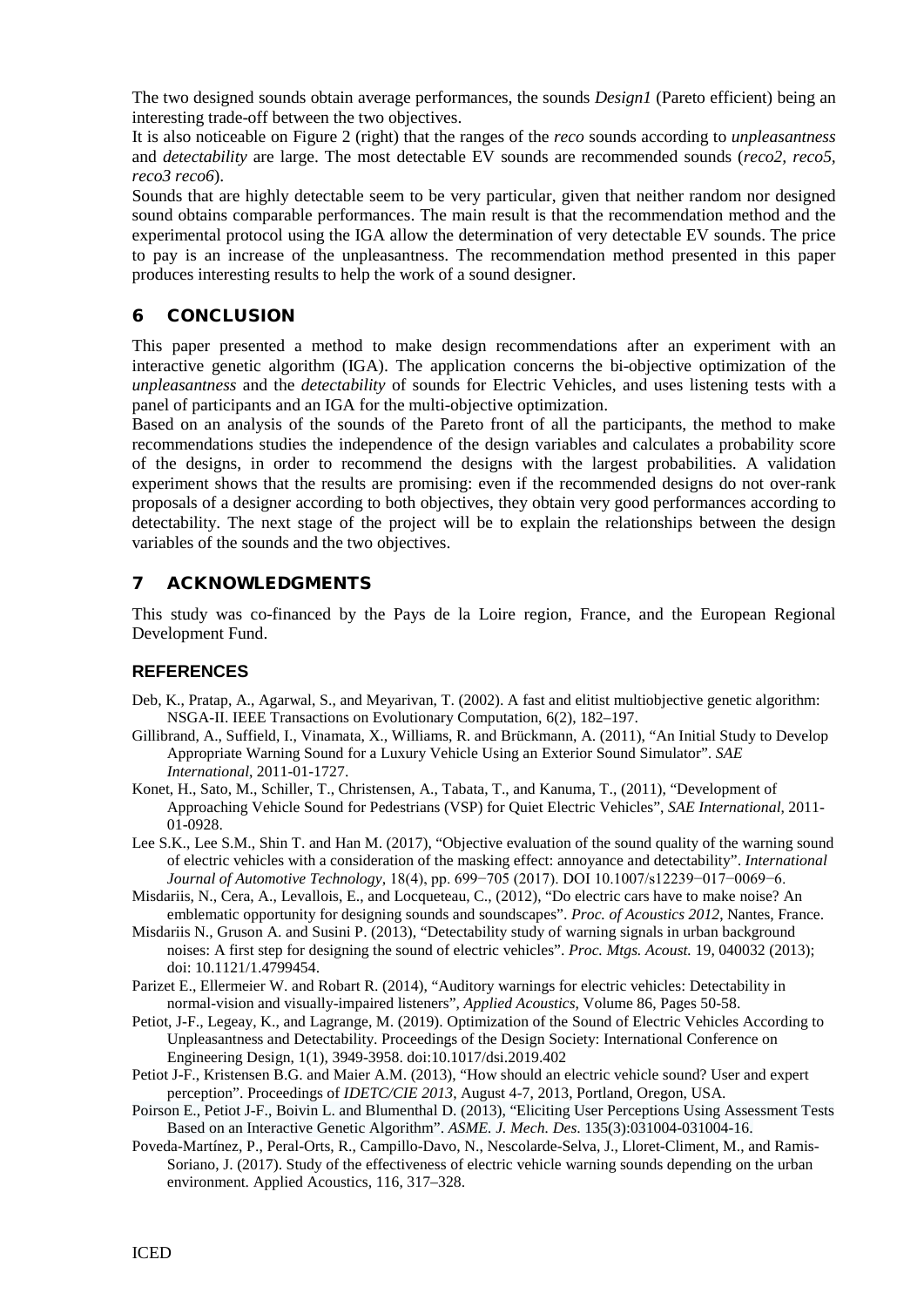The two designed sounds obtain average performances, the sounds *Design1* (Pareto efficient) being an interesting trade-off between the two objectives.

It is also noticeable on Figure 2 (right) that the ranges of the *reco* sounds according to *unpleasantness* and *detectability* are large. The most detectable EV sounds are recommended sounds (*reco2*, *reco5*, *reco3 reco6*).

Sounds that are highly detectable seem to be very particular, given that neither random nor designed sound obtains comparable performances. The main result is that the recommendation method and the experimental protocol using the IGA allow the determination of very detectable EV sounds. The price to pay is an increase of the unpleasantness. The recommendation method presented in this paper produces interesting results to help the work of a sound designer.

## 6 CONCLUSION

This paper presented a method to make design recommendations after an experiment with an interactive genetic algorithm (IGA). The application concerns the bi-objective optimization of the *unpleasantness* and the *detectability* of sounds for Electric Vehicles, and uses listening tests with a panel of participants and an IGA for the multi-objective optimization.

Based on an analysis of the sounds of the Pareto front of all the participants, the method to make recommendations studies the independence of the design variables and calculates a probability score of the designs, in order to recommend the designs with the largest probabilities. A validation experiment shows that the results are promising: even if the recommended designs do not over-rank proposals of a designer according to both objectives, they obtain very good performances according to detectability. The next stage of the project will be to explain the relationships between the design variables of the sounds and the two objectives.

## 7 ACKNOWLEDGMENTS

This study was co-financed by the Pays de la Loire region, France, and the European Regional Development Fund.

## REFERENCES

Deb, K., Pratap, A., Agarwal, S., and Meyarivan, T. (2002). A fast and elitist multiobjective genetic algorithm: NSGA-II. IEEE Transactions on Evolutionary Computation, 6(2), 182–197.

Gillibrand, A., Suffield, I., Vinamata, X., Williams, R. and Brückmann, A. (2011), "An Initial Study to Develop Appropriate Warning Sound for a Luxury Vehicle Using an Exterior Sound Simulator". *SAE International*, 2011-01-1727.

Konet, H., Sato, M., Schiller, T., Christensen, A., Tabata, T., and Kanuma, T., (2011), "Development of Approaching Vehicle Sound for Pedestrians (VSP) for Quiet Electric Vehicles", *SAE International*, 2011-01-0928.

Lee S.K., Lee S.M., Shin T. and Han M. (2017), "Objective evaluation of the sound quality of the warning sound of electric vehicles with a consideration of the masking effect: annoyance and detectability". *International Journal of Automotive Technology*, 18(4), pp. 699−705 (2017). DOI 10.1007/s12239−017−0069−6.

Misdariis, N., Cera, A., Levallois, E., and Locqueteau, C., (2012), "Do electric cars have to make noise? An emblematic opportunity for designing sounds and soundscapes". *Proc. of Acoustics 2012*, Nantes, France.

Misdariis N., Gruson A. and Susini P. (2013), "Detectability study of warning signals in urban background noises: A first step for designing the sound of electric vehicles". *Proc. Mtgs. Acoust.* 19, 040032 (2013); doi: 10.1121/1.4799454.

Parizet E., Ellermeier W. and Robart R. (2014), "Auditory warnings for electric vehicles: Detectability in normal-vision and visually-impaired listeners", *Applied Acoustics*, Volume 86, Pages 50-58.

Petiot, J-F., Legeay, K., and Lagrange, M. (2019). Optimization of the Sound of Electric Vehicles According to Unpleasantness and Detectability. Proceedings of the Design Society: International Conference on Engineering Design, 1(1), 3949-3958. doi:10.1017/dsi.2019.402

Petiot J-F., Kristensen B.G. and Maier A.M. (2013), "How should an electric vehicle sound? User and expert perception". Proceedings of *IDETC/CIE 2013*, August 4-7, 2013, Portland, Oregon, USA.

Poirson E., Petiot J-F., Boivin L. and Blumenthal D. (2013), "Eliciting User Perceptions Using Assessment Tests Based on an Interactive Genetic Algorithm". *ASME. J. Mech. Des.* 135(3):031004-031004-16.

Poveda-Martínez, P., Peral-Orts, R., Campillo-Davo, N., Nescolarde-Selva, J., Lloret-Climent, M., and Ramis-Soriano, J. (2017). Study of the effectiveness of electric vehicle warning sounds depending on the urban environment. Applied Acoustics, 116, 317–328.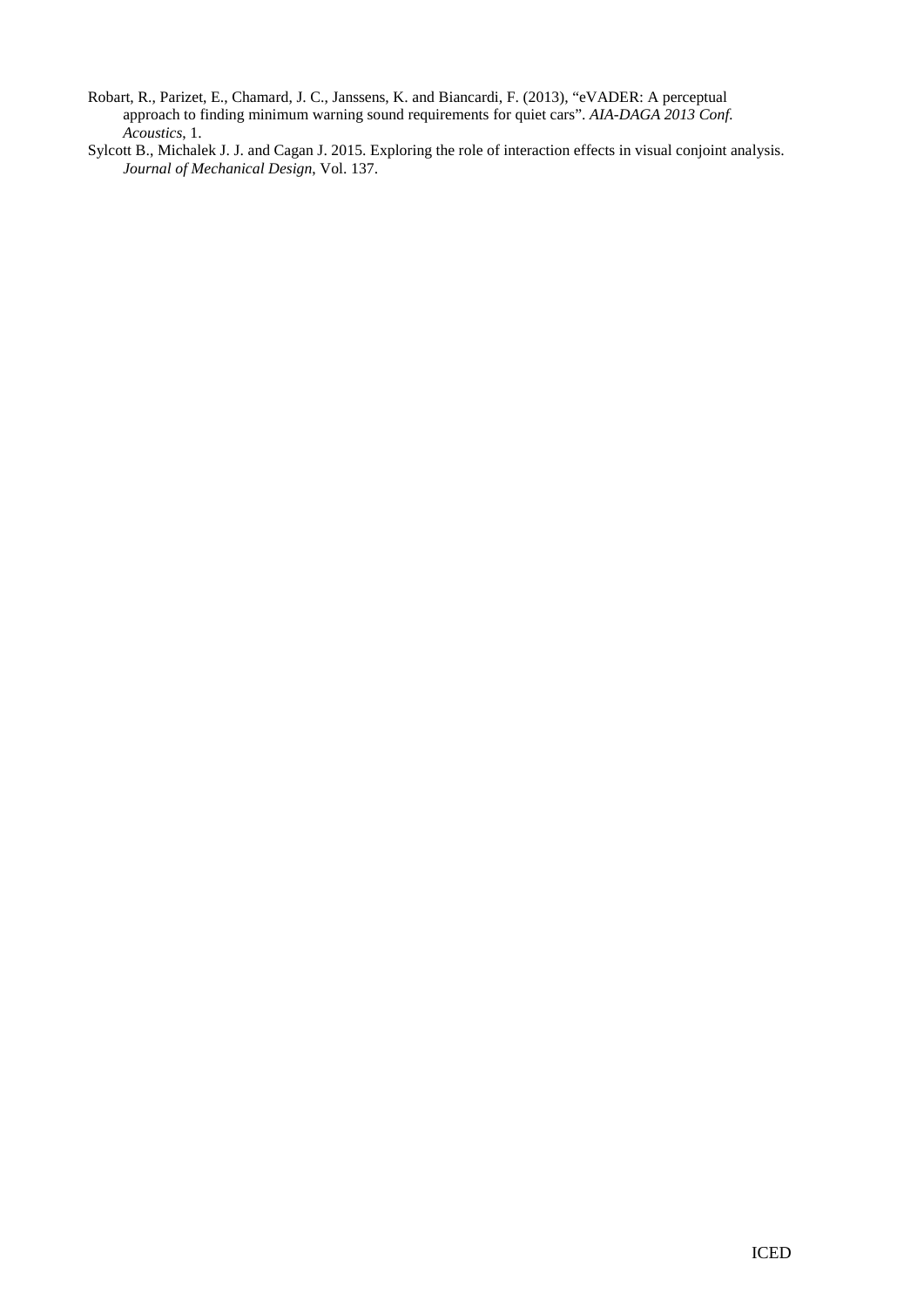Robart, R., Parizet, E., Chamard, J. C., Janssens, K. and Biancardi, F. (2013), "eVADER: A perceptual approach to finding minimum warning sound requirements for quiet cars". *AIA-DAGA 2013 Conf. Acoustics*, 1.

Sylcott B., Michalek J. J. and Cagan J. 2015. Exploring the role of interaction effects in visual conjoint analysis. *Journal of Mechanical Design*, Vol. 137.